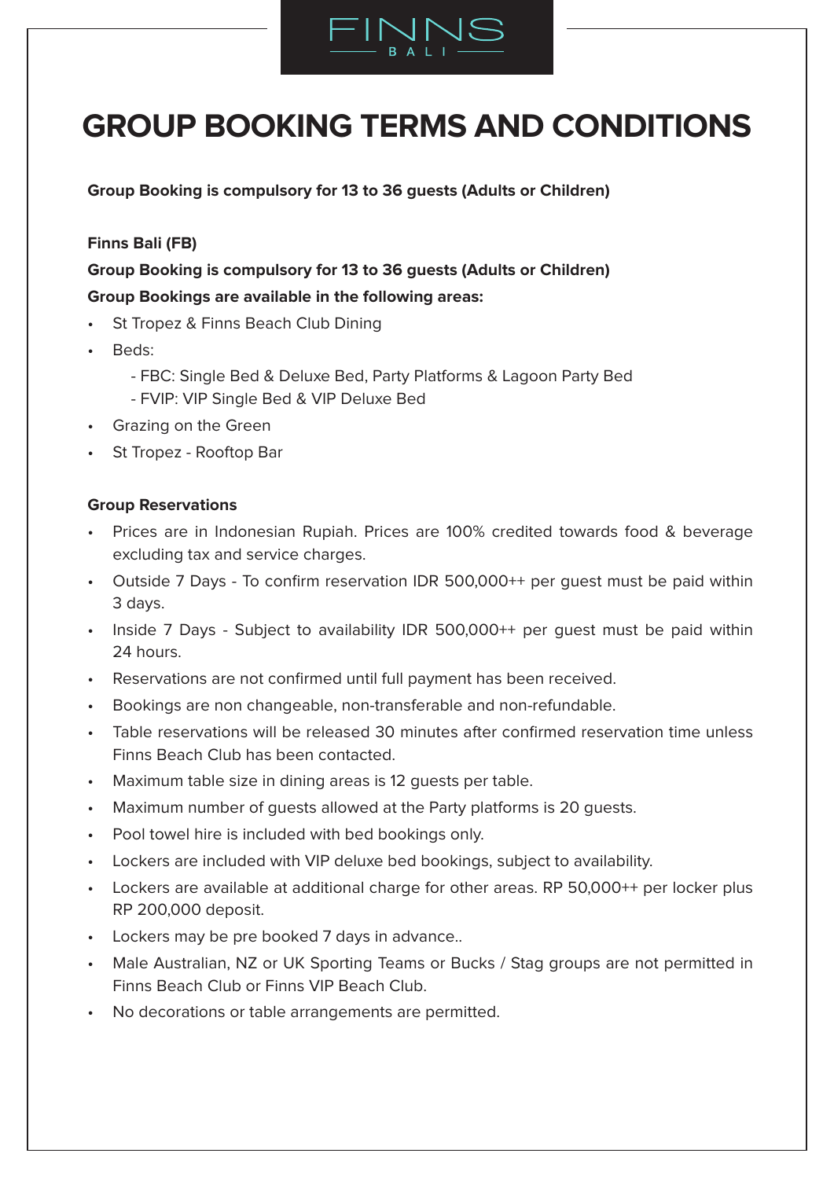FINNS BALI

# GROUP BOOKING TERMS AND CONDITIONS

**Group Booking is compulsory for 13 to 36 guests (Adults or Children)**

**Finns Bali (FB)**

**Group Booking is compulsory for 13 to 36 guests (Adults or Children)**

**Group Bookings are available in the following areas:**

- St Tropez & Finns Beach Club Dining
- Beds:
  - FBC: Single Bed & Deluxe Bed, Party Platforms & Lagoon Party Bed
  - FVIP: VIP Single Bed & VIP Deluxe Bed
- Grazing on the Green
- St Tropez - Rooftop Bar

**Group Reservations**

- Prices are in Indonesian Rupiah. Prices are 100% credited towards food & beverage excluding tax and service charges.
- Outside 7 Days - To confirm reservation IDR 500,000++ per guest must be paid within 3 days.
- Inside 7 Days - Subject to availability IDR 500,000++ per guest must be paid within 24 hours.
- Reservations are not confirmed until full payment has been received.
- Bookings are non changeable, non-transferable and non-refundable.
- Table reservations will be released 30 minutes after confirmed reservation time unless Finns Beach Club has been contacted.
- Maximum table size in dining areas is 12 guests per table.
- Maximum number of guests allowed at the Party platforms is 20 guests.
- Pool towel hire is included with bed bookings only.
- Lockers are included with VIP deluxe bed bookings, subject to availability.
- Lockers are available at additional charge for other areas. RP 50,000++ per locker plus RP 200,000 deposit.
- Lockers may be pre booked 7 days in advance..
- Male Australian, NZ or UK Sporting Teams or Bucks / Stag groups are not permitted in Finns Beach Club or Finns VIP Beach Club.
- No decorations or table arrangements are permitted.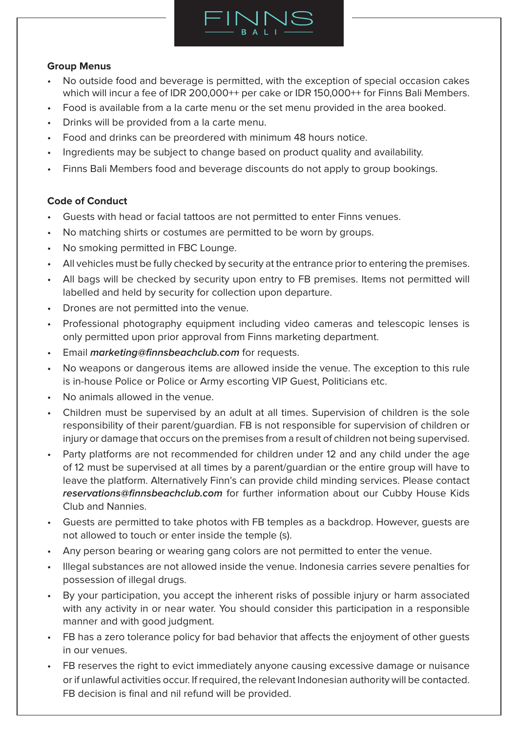## Group Menus

- No outside food and beverage is permitted, with the exception of special occasion cakes which will incur a fee of IDR 200,000++ per cake or IDR 150,000++ for Finns Bali Members.
- Food is available from a la carte menu or the set menu provided in the area booked.
- Drinks will be provided from a la carte menu.
- Food and drinks can be preordered with minimum 48 hours notice.
- Ingredients may be subject to change based on product quality and availability.
- Finns Bali Members food and beverage discounts do not apply to group bookings.

## Code of Conduct

- Guests with head or facial tattoos are not permitted to enter Finns venues.
- No matching shirts or costumes are permitted to be worn by groups.
- No smoking permitted in FBC Lounge.
- All vehicles must be fully checked by security at the entrance prior to entering the premises.
- All bags will be checked by security upon entry to FB premises. Items not permitted will labelled and held by security for collection upon departure.
- Drones are not permitted into the venue.
- Professional photography equipment including video cameras and telescopic lenses is only permitted upon prior approval from Finns marketing department.
- Email ***marketing@finnsbeachclub.com*** for requests.
- No weapons or dangerous items are allowed inside the venue. The exception to this rule is in-house Police or Police or Army escorting VIP Guest, Politicians etc.
- No animals allowed in the venue.
- Children must be supervised by an adult at all times. Supervision of children is the sole responsibility of their parent/guardian. FB is not responsible for supervision of children or injury or damage that occurs on the premises from a result of children not being supervised.
- Party platforms are not recommended for children under 12 and any child under the age of 12 must be supervised at all times by a parent/guardian or the entire group will have to leave the platform. Alternatively Finn's can provide child minding services. Please contact ***reservations@finnsbeachclub.com*** for further information about our Cubby House Kids Club and Nannies.
- Guests are permitted to take photos with FB temples as a backdrop. However, guests are not allowed to touch or enter inside the temple (s).
- Any person bearing or wearing gang colors are not permitted to enter the venue.
- Illegal substances are not allowed inside the venue. Indonesia carries severe penalties for possession of illegal drugs.
- By your participation, you accept the inherent risks of possible injury or harm associated with any activity in or near water. You should consider this participation in a responsible manner and with good judgment.
- FB has a zero tolerance policy for bad behavior that affects the enjoyment of other guests in our venues.
- FB reserves the right to evict immediately anyone causing excessive damage or nuisance or if unlawful activities occur. If required, the relevant Indonesian authority will be contacted. FB decision is final and nil refund will be provided.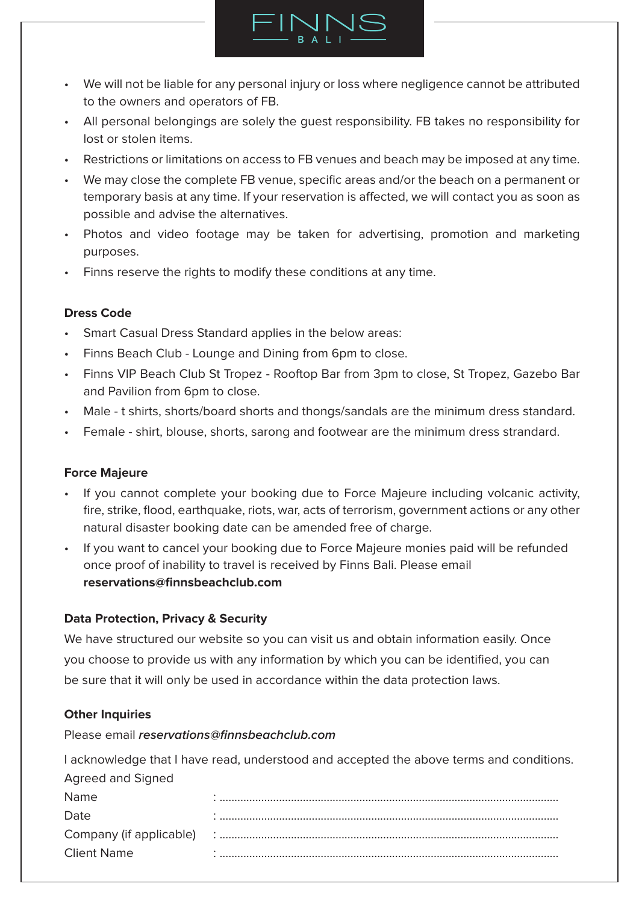- We will not be liable for any personal injury or loss where negligence cannot be attributed to the owners and operators of FB.
- All personal belongings are solely the guest responsibility. FB takes no responsibility for lost or stolen items.
- Restrictions or limitations on access to FB venues and beach may be imposed at any time.
- We may close the complete FB venue, specific areas and/or the beach on a permanent or temporary basis at any time. If your reservation is affected, we will contact you as soon as possible and advise the alternatives.
- Photos and video footage may be taken for advertising, promotion and marketing purposes.
- Finns reserve the rights to modify these conditions at any time.

**Dress Code**

- Smart Casual Dress Standard applies in the below areas:
- Finns Beach Club - Lounge and Dining from 6pm to close.
- Finns VIP Beach Club St Tropez - Rooftop Bar from 3pm to close, St Tropez, Gazebo Bar and Pavilion from 6pm to close.
- Male - t shirts, shorts/board shorts and thongs/sandals are the minimum dress standard.
- Female - shirt, blouse, shorts, sarong and footwear are the minimum dress strandard.

**Force Majeure**

- If you cannot complete your booking due to Force Majeure including volcanic activity, fire, strike, flood, earthquake, riots, war, acts of terrorism, government actions or any other natural disaster booking date can be amended free of charge.
- If you want to cancel your booking due to Force Majeure monies paid will be refunded once proof of inability to travel is received by Finns Bali. Please email **reservations@finnsbeachclub.com**

**Data Protection, Privacy & Security**

We have structured our website so you can visit us and obtain information easily. Once you choose to provide us with any information by which you can be identified, you can be sure that it will only be used in accordance within the data protection laws.

**Other Inquiries**

Please email ***reservations@finnsbeachclub.com***

I acknowledge that I have read, understood and accepted the above terms and conditions.

Agreed and Signed

Name : ..........................................................................................................

Date : ..........................................................................................................

Company (if applicable) : ..........................................................................................................

Client Name : ..........................................................................................................